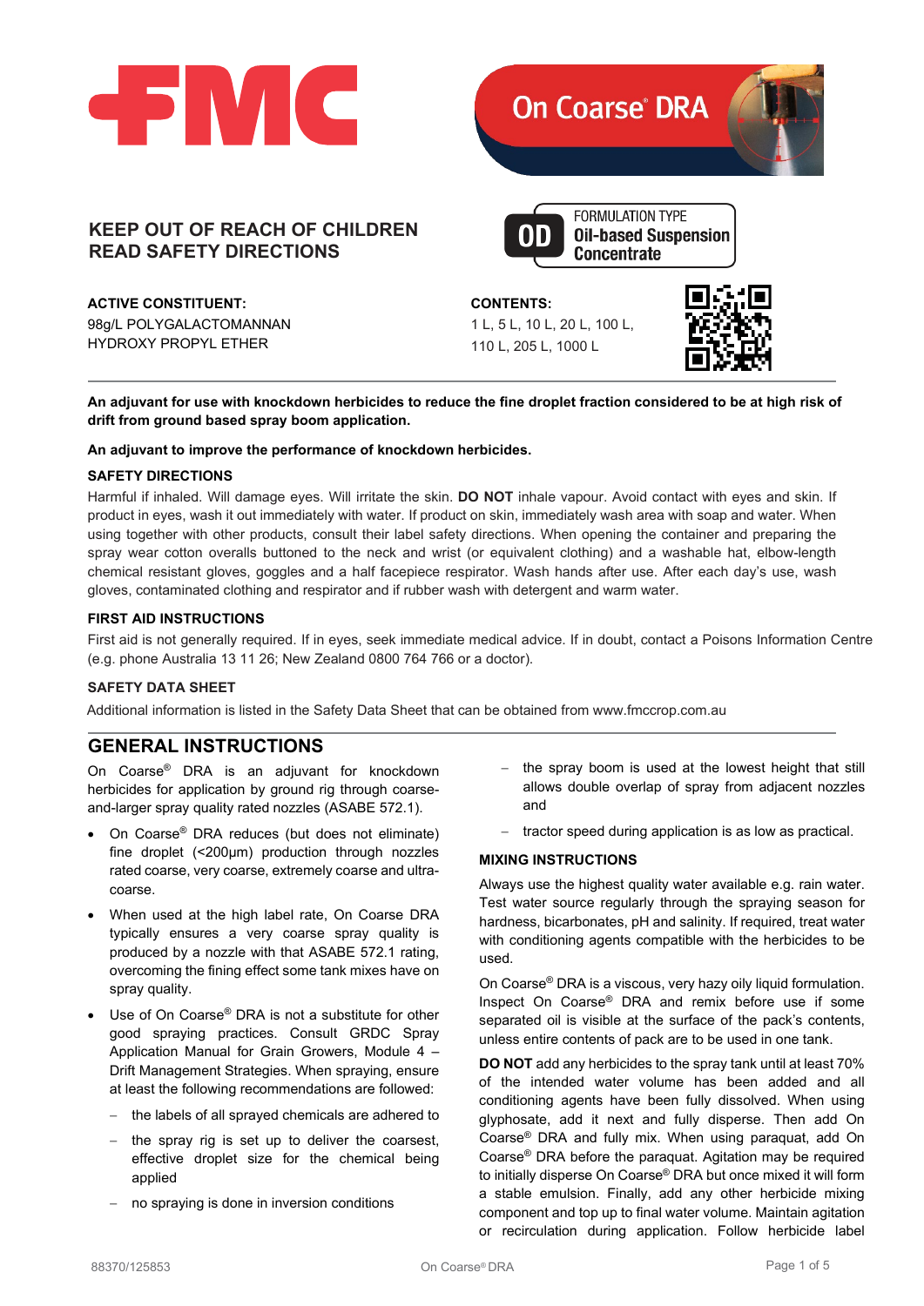FMC

# On Coarse® DRA

**KEEP OUT OF REACH OF CHILDREN**
**READ SAFETY DIRECTIONS**

FORMULATION TYPE
**OD** Oil-based Suspension Concentrate

**ACTIVE CONSTITUENT:**
98g/L POLYGALACTOMANNAN HYDROXY PROPYL ETHER

**CONTENTS:**
1 L, 5 L, 10 L, 20 L, 100 L, 110 L, 205 L, 1000 L

**An adjuvant for use with knockdown herbicides to reduce the fine droplet fraction considered to be at high risk of drift from ground based spray boom application.**

**An adjuvant to improve the performance of knockdown herbicides.**

### SAFETY DIRECTIONS

Harmful if inhaled. Will damage eyes. Will irritate the skin. **DO NOT** inhale vapour. Avoid contact with eyes and skin. If product in eyes, wash it out immediately with water. If product on skin, immediately wash area with soap and water. When using together with other products, consult their label safety directions. When opening the container and preparing the spray wear cotton overalls buttoned to the neck and wrist (or equivalent clothing) and a washable hat, elbow-length chemical resistant gloves, goggles and a half facepiece respirator. Wash hands after use. After each day's use, wash gloves, contaminated clothing and respirator and if rubber wash with detergent and warm water.

### FIRST AID INSTRUCTIONS

First aid is not generally required. If in eyes, seek immediate medical advice. If in doubt, contact a Poisons Information Centre (e.g. phone Australia 13 11 26; New Zealand 0800 764 766 or a doctor).

### SAFETY DATA SHEET

Additional information is listed in the Safety Data Sheet that can be obtained from www.fmccrop.com.au

## GENERAL INSTRUCTIONS

On Coarse® DRA is an adjuvant for knockdown herbicides for application by ground rig through coarse-and-larger spray quality rated nozzles (ASABE 572.1).

- On Coarse® DRA reduces (but does not eliminate) fine droplet (<200µm) production through nozzles rated coarse, very coarse, extremely coarse and ultra-coarse.
- When used at the high label rate, On Coarse DRA typically ensures a very coarse spray quality is produced by a nozzle with that ASABE 572.1 rating, overcoming the fining effect some tank mixes have on spray quality.
- Use of On Coarse® DRA is not a substitute for other good spraying practices. Consult GRDC Spray Application Manual for Grain Growers, Module 4 – Drift Management Strategies. When spraying, ensure at least the following recommendations are followed:
  - the labels of all sprayed chemicals are adhered to
  - the spray rig is set up to deliver the coarsest, effective droplet size for the chemical being applied
  - no spraying is done in inversion conditions
  - the spray boom is used at the lowest height that still allows double overlap of spray from adjacent nozzles and
  - tractor speed during application is as low as practical.

### MIXING INSTRUCTIONS

Always use the highest quality water available e.g. rain water. Test water source regularly through the spraying season for hardness, bicarbonates, pH and salinity. If required, treat water with conditioning agents compatible with the herbicides to be used.

On Coarse® DRA is a viscous, very hazy oily liquid formulation. Inspect On Coarse® DRA and remix before use if some separated oil is visible at the surface of the pack's contents, unless entire contents of pack are to be used in one tank.

**DO NOT** add any herbicides to the spray tank until at least 70% of the intended water volume has been added and all conditioning agents have been fully dissolved. When using glyphosate, add it next and fully disperse. Then add On Coarse® DRA and fully mix. When using paraquat, add On Coarse® DRA before the paraquat. Agitation may be required to initially disperse On Coarse® DRA but once mixed it will form a stable emulsion. Finally, add any other herbicide mixing component and top up to final water volume. Maintain agitation or recirculation during application. Follow herbicide label

88370/125853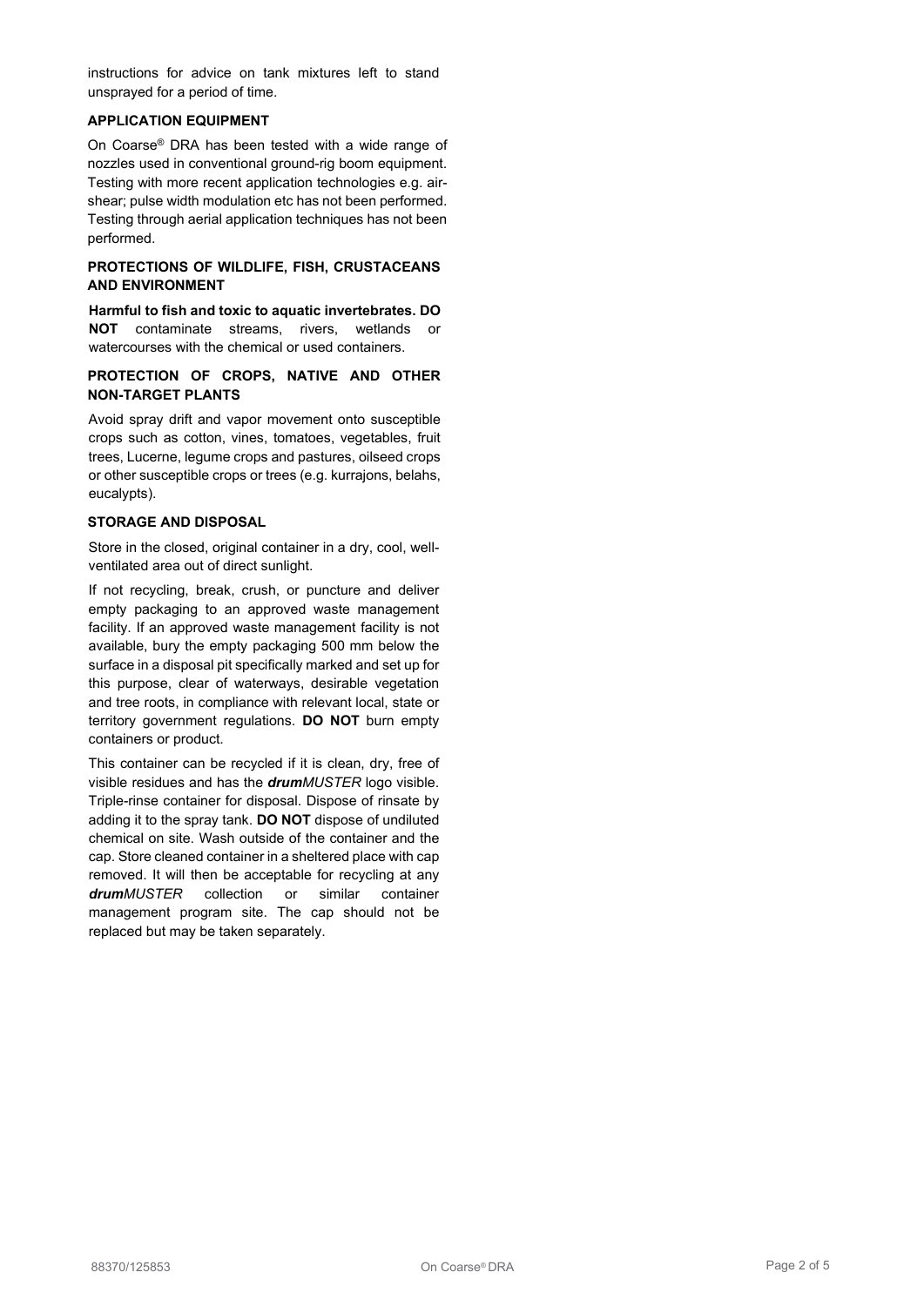instructions for advice on tank mixtures left to stand unsprayed for a period of time.

### APPLICATION EQUIPMENT

On Coarse® DRA has been tested with a wide range of nozzles used in conventional ground-rig boom equipment. Testing with more recent application technologies e.g. air-shear; pulse width modulation etc has not been performed. Testing through aerial application techniques has not been performed.

### PROTECTIONS OF WILDLIFE, FISH, CRUSTACEANS AND ENVIRONMENT

**Harmful to fish and toxic to aquatic invertebrates. DO NOT** contaminate streams, rivers, wetlands or watercourses with the chemical or used containers.

### PROTECTION OF CROPS, NATIVE AND OTHER NON-TARGET PLANTS

Avoid spray drift and vapor movement onto susceptible crops such as cotton, vines, tomatoes, vegetables, fruit trees, Lucerne, legume crops and pastures, oilseed crops or other susceptible crops or trees (e.g. kurrajons, belahs, eucalypts).

### STORAGE AND DISPOSAL

Store in the closed, original container in a dry, cool, well-ventilated area out of direct sunlight.

If not recycling, break, crush, or puncture and deliver empty packaging to an approved waste management facility. If an approved waste management facility is not available, bury the empty packaging 500 mm below the surface in a disposal pit specifically marked and set up for this purpose, clear of waterways, desirable vegetation and tree roots, in compliance with relevant local, state or territory government regulations. **DO NOT** burn empty containers or product.

This container can be recycled if it is clean, dry, free of visible residues and has the ***drum****MUSTER* logo visible. Triple-rinse container for disposal. Dispose of rinsate by adding it to the spray tank. **DO NOT** dispose of undiluted chemical on site. Wash outside of the container and the cap. Store cleaned container in a sheltered place with cap removed. It will then be acceptable for recycling at any ***drum****MUSTER* collection or similar container management program site. The cap should not be replaced but may be taken separately.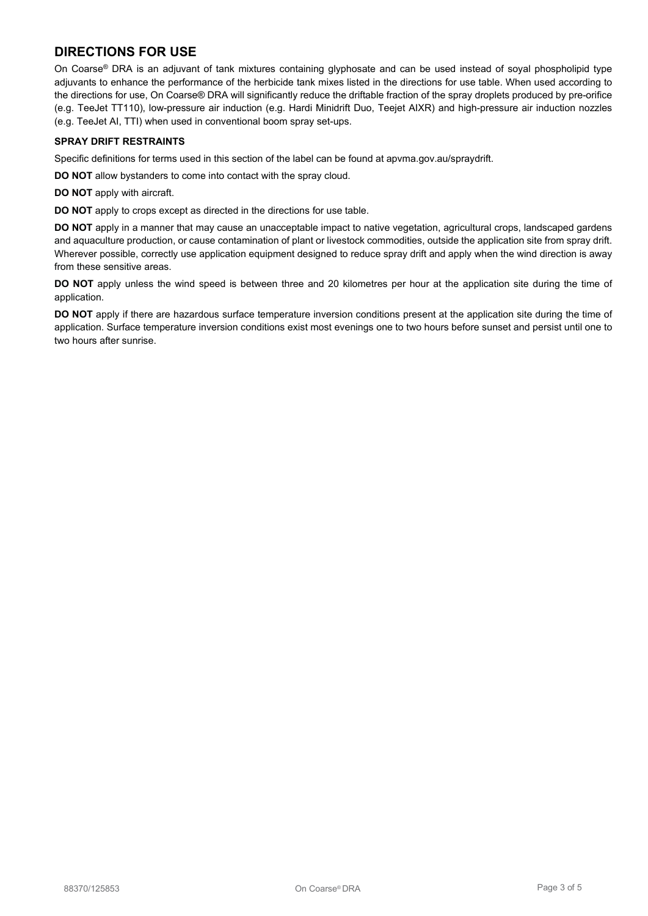## DIRECTIONS FOR USE

On Coarse® DRA is an adjuvant of tank mixtures containing glyphosate and can be used instead of soyal phospholipid type adjuvants to enhance the performance of the herbicide tank mixes listed in the directions for use table. When used according to the directions for use, On Coarse® DRA will significantly reduce the driftable fraction of the spray droplets produced by pre-orifice (e.g. TeeJet TT110), low-pressure air induction (e.g. Hardi Minidrift Duo, Teejet AIXR) and high-pressure air induction nozzles (e.g. TeeJet AI, TTI) when used in conventional boom spray set-ups.

### SPRAY DRIFT RESTRAINTS

Specific definitions for terms used in this section of the label can be found at apvma.gov.au/spraydrift.

**DO NOT** allow bystanders to come into contact with the spray cloud.

**DO NOT** apply with aircraft.

**DO NOT** apply to crops except as directed in the directions for use table.

**DO NOT** apply in a manner that may cause an unacceptable impact to native vegetation, agricultural crops, landscaped gardens and aquaculture production, or cause contamination of plant or livestock commodities, outside the application site from spray drift. Wherever possible, correctly use application equipment designed to reduce spray drift and apply when the wind direction is away from these sensitive areas.

**DO NOT** apply unless the wind speed is between three and 20 kilometres per hour at the application site during the time of application.

**DO NOT** apply if there are hazardous surface temperature inversion conditions present at the application site during the time of application. Surface temperature inversion conditions exist most evenings one to two hours before sunset and persist until one to two hours after sunrise.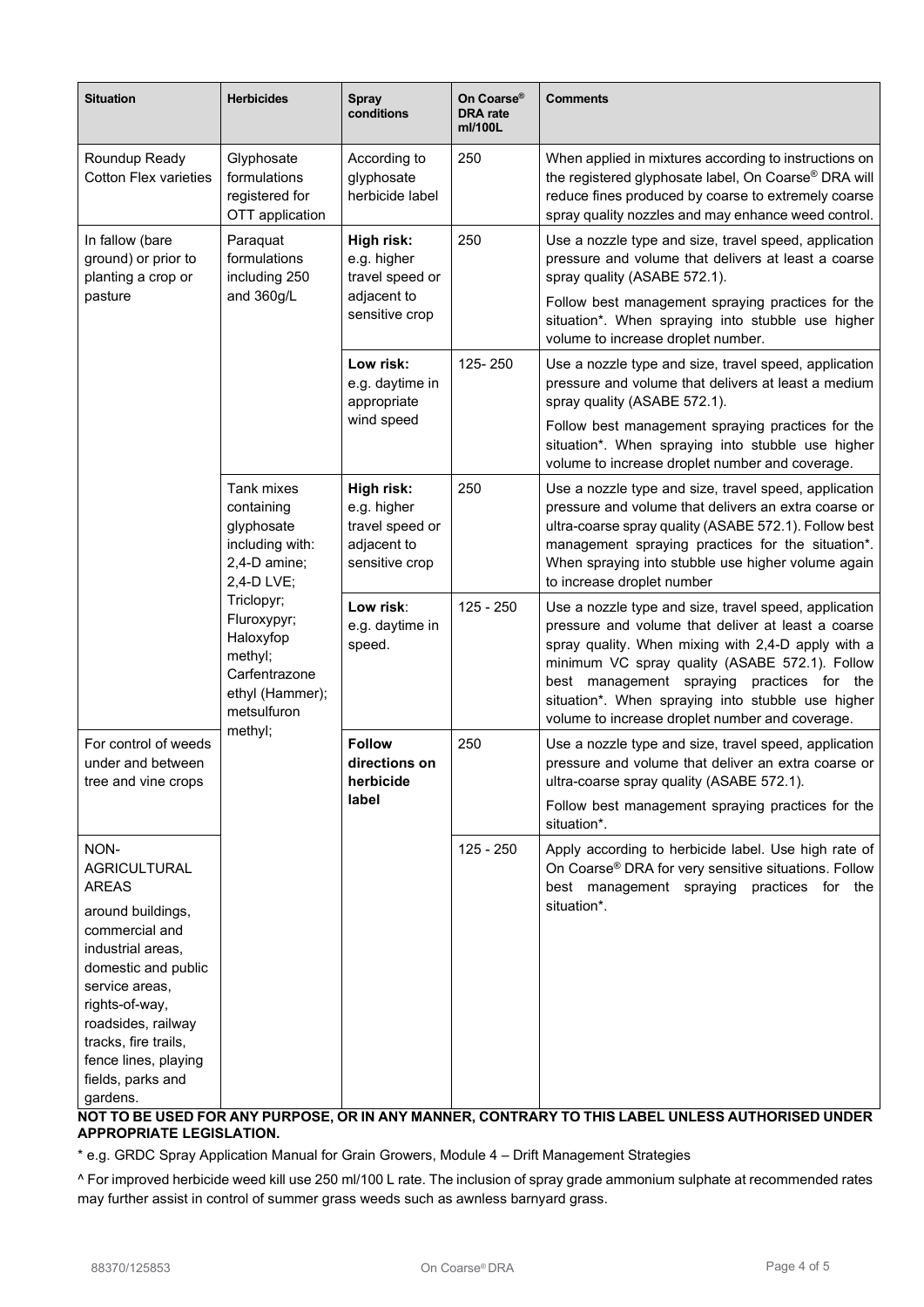| Situation | Herbicides | Spray conditions | On Coarse® DRA rate ml/100L | Comments |
|---|---|---|---|---|
| Roundup Ready Cotton Flex varieties | Glyphosate formulations registered for OTT application | According to glyphosate herbicide label | 250 | When applied in mixtures according to instructions on the registered glyphosate label, On Coarse® DRA will reduce fines produced by coarse to extremely coarse spray quality nozzles and may enhance weed control. |
| In fallow (bare ground) or prior to planting a crop or pasture | Paraquat formulations including 250 and 360g/L | **High risk:** e.g. higher travel speed or adjacent to sensitive crop | 250 | Use a nozzle type and size, travel speed, application pressure and volume that delivers at least a coarse spray quality (ASABE 572.1). Follow best management spraying practices for the situation*. When spraying into stubble use higher volume to increase droplet number. |
| | | **Low risk:** e.g. daytime in appropriate wind speed | 125- 250 | Use a nozzle type and size, travel speed, application pressure and volume that delivers at least a medium spray quality (ASABE 572.1). Follow best management spraying practices for the situation*. When spraying into stubble use higher volume to increase droplet number and coverage. |
| | Tank mixes containing glyphosate including with: 2,4-D amine; 2,4-D LVE; Triclopyr; Fluroxypyr; Haloxyfop methyl; Carfentrazone ethyl (Hammer); metsulfuron methyl; | **High risk:** e.g. higher travel speed or adjacent to sensitive crop | 250 | Use a nozzle type and size, travel speed, application pressure and volume that delivers an extra coarse or ultra-coarse spray quality (ASABE 572.1). Follow best management spraying practices for the situation*. When spraying into stubble use higher volume again to increase droplet number |
| | | **Low risk**: e.g. daytime in speed. | 125 - 250 | Use a nozzle type and size, travel speed, application pressure and volume that deliver at least a coarse spray quality. When mixing with 2,4-D apply with a minimum VC spray quality (ASABE 572.1). Follow best management spraying practices for the situation*. When spraying into stubble use higher volume to increase droplet number and coverage. |
| For control of weeds under and between tree and vine crops | | **Follow directions on herbicide label** | 250 | Use a nozzle type and size, travel speed, application pressure and volume that deliver an extra coarse or ultra-coarse spray quality (ASABE 572.1). Follow best management spraying practices for the situation*. |
| NON-AGRICULTURAL AREAS around buildings, commercial and industrial areas, domestic and public service areas, rights-of-way, roadsides, railway tracks, fire trails, fence lines, playing fields, parks and gardens. | | | 125 - 250 | Apply according to herbicide label. Use high rate of On Coarse® DRA for very sensitive situations. Follow best management spraying practices for the situation*. |

**NOT TO BE USED FOR ANY PURPOSE, OR IN ANY MANNER, CONTRARY TO THIS LABEL UNLESS AUTHORISED UNDER APPROPRIATE LEGISLATION.**

* e.g. GRDC Spray Application Manual for Grain Growers, Module 4 – Drift Management Strategies

^ For improved herbicide weed kill use 250 ml/100 L rate. The inclusion of spray grade ammonium sulphate at recommended rates may further assist in control of summer grass weeds such as awnless barnyard grass.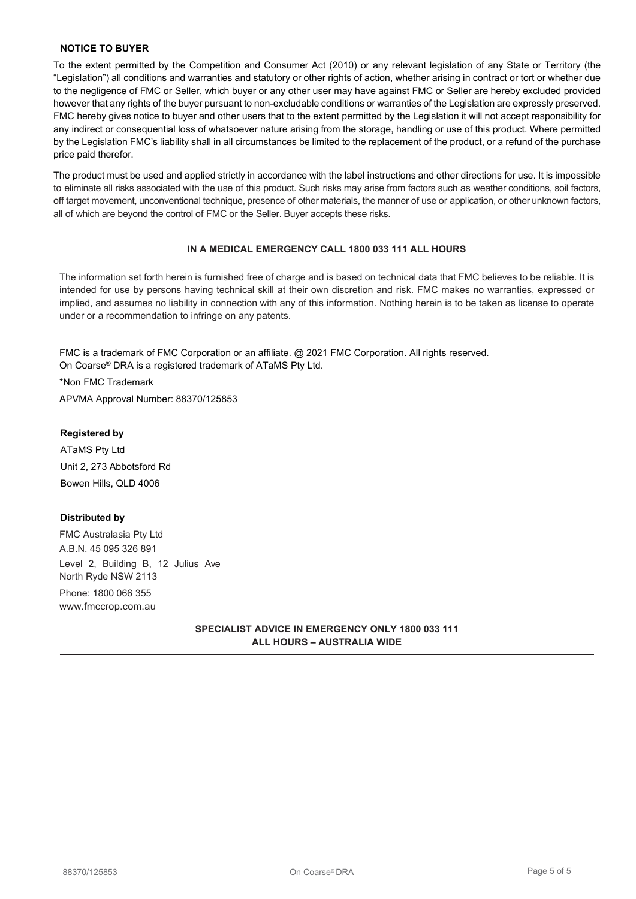**NOTICE TO BUYER**

To the extent permitted by the Competition and Consumer Act (2010) or any relevant legislation of any State or Territory (the "Legislation") all conditions and warranties and statutory or other rights of action, whether arising in contract or tort or whether due to the negligence of FMC or Seller, which buyer or any other user may have against FMC or Seller are hereby excluded provided however that any rights of the buyer pursuant to non-excludable conditions or warranties of the Legislation are expressly preserved. FMC hereby gives notice to buyer and other users that to the extent permitted by the Legislation it will not accept responsibility for any indirect or consequential loss of whatsoever nature arising from the storage, handling or use of this product. Where permitted by the Legislation FMC's liability shall in all circumstances be limited to the replacement of the product, or a refund of the purchase price paid therefor.

The product must be used and applied strictly in accordance with the label instructions and other directions for use. It is impossible to eliminate all risks associated with the use of this product. Such risks may arise from factors such as weather conditions, soil factors, off target movement, unconventional technique, presence of other materials, the manner of use or application, or other unknown factors, all of which are beyond the control of FMC or the Seller. Buyer accepts these risks.

---

**IN A MEDICAL EMERGENCY CALL 1800 033 111 ALL HOURS**

---

The information set forth herein is furnished free of charge and is based on technical data that FMC believes to be reliable. It is intended for use by persons having technical skill at their own discretion and risk. FMC makes no warranties, expressed or implied, and assumes no liability in connection with any of this information. Nothing herein is to be taken as license to operate under or a recommendation to infringe on any patents.

FMC is a trademark of FMC Corporation or an affiliate. @ 2021 FMC Corporation. All rights reserved.
On Coarse® DRA is a registered trademark of ATaMS Pty Ltd.

*Non FMC Trademark

APVMA Approval Number: 88370/125853

**Registered by**

ATaMS Pty Ltd
Unit 2, 273 Abbotsford Rd
Bowen Hills, QLD 4006

**Distributed by**

FMC Australasia Pty Ltd
A.B.N. 45 095 326 891
Level 2, Building B, 12 Julius Ave
North Ryde NSW 2113
Phone: 1800 066 355
www.fmccrop.com.au

---

**SPECIALIST ADVICE IN EMERGENCY ONLY 1800 033 111**
**ALL HOURS – AUSTRALIA WIDE**

---